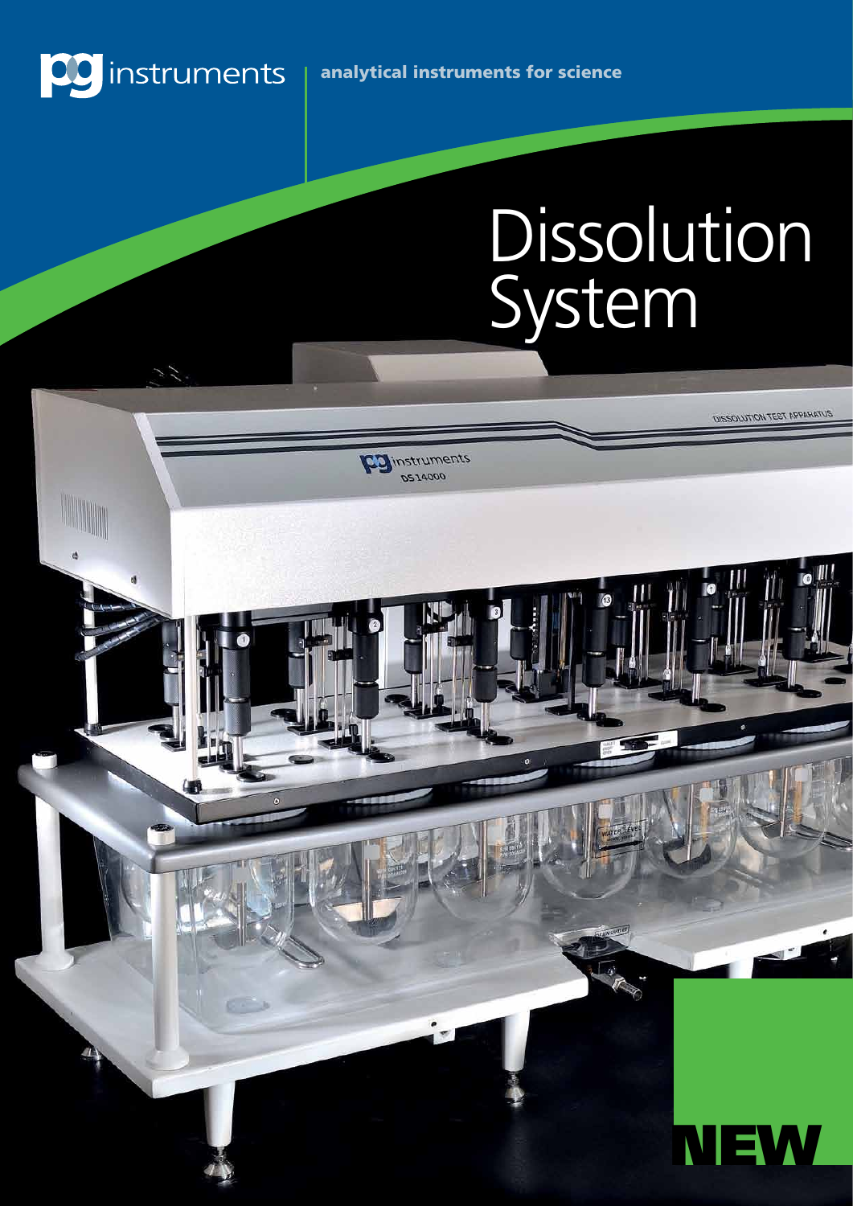pg instruments | **analytical instruments for science**

# Dissolution System

**NEW**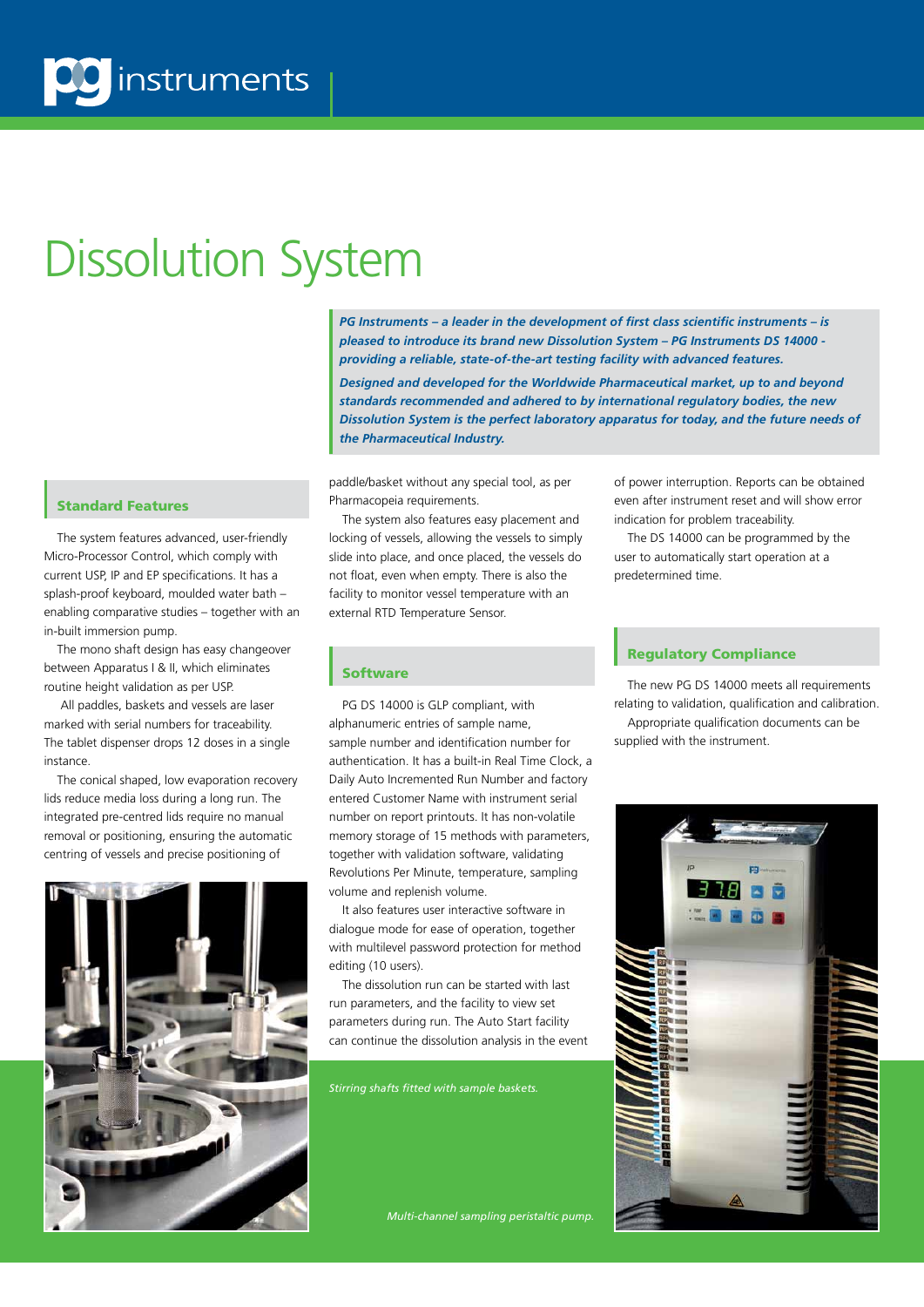# Dissolution System

***PG Instruments – a leader in the development of first class scientific instruments – is pleased to introduce its brand new Dissolution System – PG Instruments DS 14000 - providing a reliable, state-of-the-art testing facility with advanced features.***

***Designed and developed for the Worldwide Pharmaceutical market, up to and beyond standards recommended and adhered to by international regulatory bodies, the new Dissolution System is the perfect laboratory apparatus for today, and the future needs of the Pharmaceutical Industry.***

## Standard Features

The system features advanced, user-friendly Micro-Processor Control, which comply with current USP, IP and EP specifications. It has a splash-proof keyboard, moulded water bath – enabling comparative studies – together with an in-built immersion pump.

The mono shaft design has easy changeover between Apparatus I & II, which eliminates routine height validation as per USP.

All paddles, baskets and vessels are laser marked with serial numbers for traceability. The tablet dispenser drops 12 doses in a single instance.

The conical shaped, low evaporation recovery lids reduce media loss during a long run. The integrated pre-centred lids require no manual removal or positioning, ensuring the automatic centring of vessels and precise positioning of paddle/basket without any special tool, as per Pharmacopeia requirements.

The system also features easy placement and locking of vessels, allowing the vessels to simply slide into place, and once placed, the vessels do not float, even when empty. There is also the facility to monitor vessel temperature with an external RTD Temperature Sensor.

*Stirring shafts fitted with sample baskets.*

## Software

PG DS 14000 is GLP compliant, with alphanumeric entries of sample name, sample number and identification number for authentication. It has a built-in Real Time Clock, a Daily Auto Incremented Run Number and factory entered Customer Name with instrument serial number on report printouts. It has non-volatile memory storage of 15 methods with parameters, together with validation software, validating Revolutions Per Minute, temperature, sampling volume and replenish volume.

It also features user interactive software in dialogue mode for ease of operation, together with multilevel password protection for method editing (10 users).

The dissolution run can be started with last run parameters, and the facility to view set parameters during run. The Auto Start facility can continue the dissolution analysis in the event of power interruption. Reports can be obtained even after instrument reset and will show error indication for problem traceability.

The DS 14000 can be programmed by the user to automatically start operation at a predetermined time.

## Regulatory Compliance

The new PG DS 14000 meets all requirements relating to validation, qualification and calibration.

Appropriate qualification documents can be supplied with the instrument.

*Multi-channel sampling peristaltic pump.*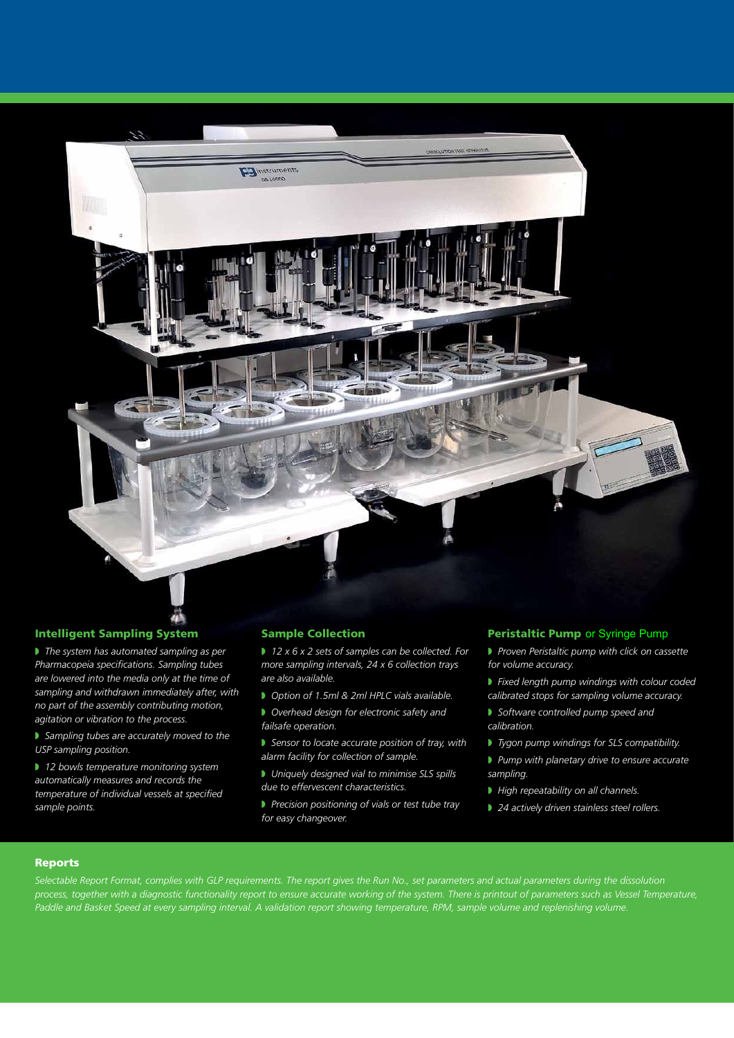### Intelligent Sampling System

- *The system has automated sampling as per Pharmacopeia specifications. Sampling tubes are lowered into the media only at the time of sampling and withdrawn immediately after, with no part of the assembly contributing motion, agitation or vibration to the process.*
- *Sampling tubes are accurately moved to the USP sampling position.*
- *12 bowls temperature monitoring system automatically measures and records the temperature of individual vessels at specified sample points.*

### Sample Collection

- *12 x 6 x 2 sets of samples can be collected. For more sampling intervals, 24 x 6 collection trays are also available.*
- *Option of 1.5ml & 2ml HPLC vials available.*
- *Overhead design for electronic safety and failsafe operation.*
- *Sensor to locate accurate position of tray, with alarm facility for collection of sample.*
- *Uniquely designed vial to minimise SLS spills due to effervescent characteristics.*
- *Precision positioning of vials or test tube tray for easy changeover.*

### Peristaltic Pump or Syringe Pump

- *Proven Peristaltic pump with click on cassette for volume accuracy.*
- *Fixed length pump windings with colour coded calibrated stops for sampling volume accuracy.*
- *Software controlled pump speed and calibration.*
- *Tygon pump windings for SLS compatibility.*
- *Pump with planetary drive to ensure accurate sampling.*
- *High repeatability on all channels.*
- *24 actively driven stainless steel rollers.*

### Reports

*Selectable Report Format, complies with GLP requirements. The report gives the Run No., set parameters and actual parameters during the dissolution process, together with a diagnostic functionality report to ensure accurate working of the system. There is printout of parameters such as Vessel Temperature, Paddle and Basket Speed at every sampling interval. A validation report showing temperature, RPM, sample volume and replenishing volume.*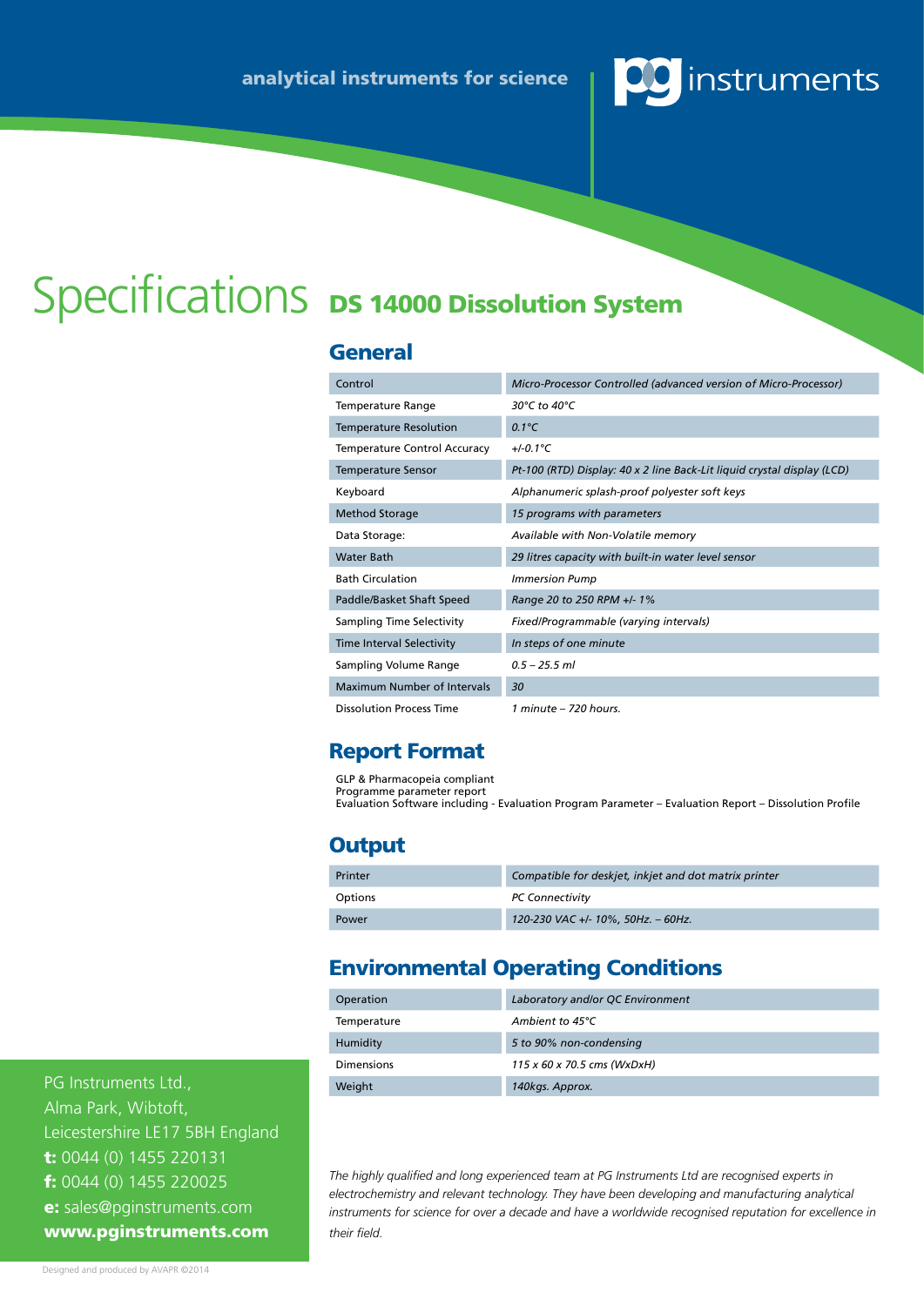analytical instruments for science

pg instruments

# Specifications DS 14000 Dissolution System

## General

| | |
|---|---|
| Control | *Micro-Processor Controlled (advanced version of Micro-Processor)* |
| Temperature Range | *30°C to 40°C* |
| Temperature Resolution | *0.1°C* |
| Temperature Control Accuracy | *+/-0.1°C* |
| Temperature Sensor | *Pt-100 (RTD) Display: 40 x 2 line Back-Lit liquid crystal display (LCD)* |
| Keyboard | *Alphanumeric splash-proof polyester soft keys* |
| Method Storage | *15 programs with parameters* |
| Data Storage: | *Available with Non-Volatile memory* |
| Water Bath | *29 litres capacity with built-in water level sensor* |
| Bath Circulation | *Immersion Pump* |
| Paddle/Basket Shaft Speed | *Range 20 to 250 RPM +/- 1%* |
| Sampling Time Selectivity | *Fixed/Programmable (varying intervals)* |
| Time Interval Selectivity | *In steps of one minute* |
| Sampling Volume Range | *0.5 – 25.5 ml* |
| Maximum Number of Intervals | *30* |
| Dissolution Process Time | *1 minute – 720 hours.* |

## Report Format

GLP & Pharmacopeia compliant
Programme parameter report
Evaluation Software including - Evaluation Program Parameter – Evaluation Report – Dissolution Profile

## Output

| | |
|---|---|
| Printer | *Compatible for deskjet, inkjet and dot matrix printer* |
| Options | *PC Connectivity* |
| Power | *120-230 VAC +/- 10%, 50Hz. – 60Hz.* |

## Environmental Operating Conditions

| | |
|---|---|
| Operation | *Laboratory and/or QC Environment* |
| Temperature | *Ambient to 45°C* |
| Humidity | *5 to 90% non-condensing* |
| Dimensions | *115 x 60 x 70.5 cms (WxDxH)* |
| Weight | *140kgs. Approx.* |

PG Instruments Ltd.,
Alma Park, Wibtoft,
Leicestershire LE17 5BH England
**t:** 0044 (0) 1455 220131
**f:** 0044 (0) 1455 220025
**e:** sales@pginstruments.com
**www.pginstruments.com**

*The highly qualified and long experienced team at PG Instruments Ltd are recognised experts in electrochemistry and relevant technology. They have been developing and manufacturing analytical instruments for science for over a decade and have a worldwide recognised reputation for excellence in their field.*

Designed and produced by AVAPR ©2014